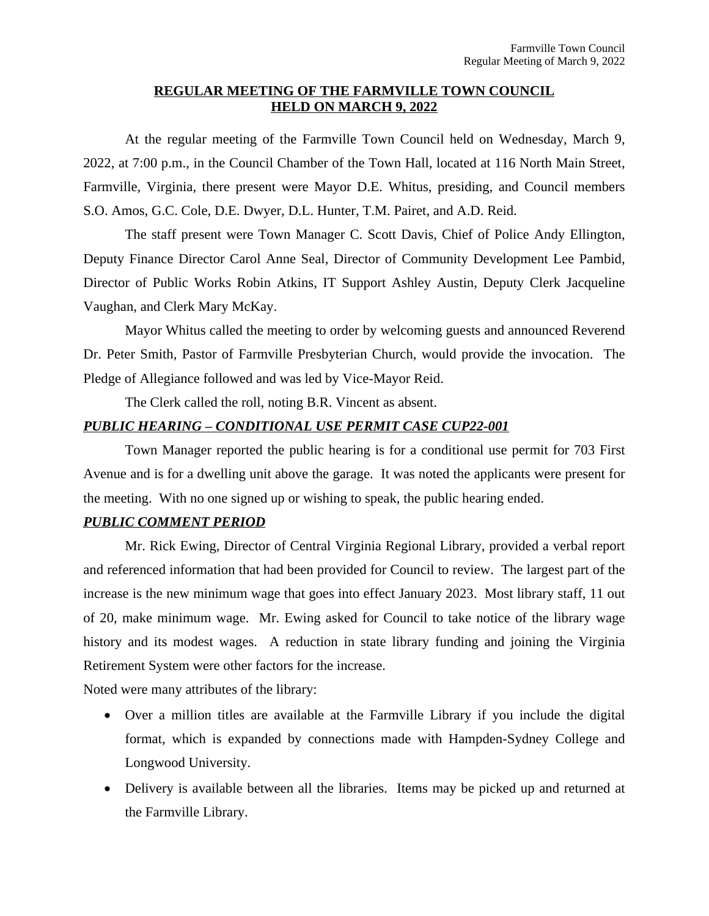# REGULAR MEETING OF THE FARMVILLE TOWN COUNCIL HELD ON MARCH 9, 2022

At the regular meeting of the Farmville Town Council held on Wednesday, March 9, 2022, at 7:00 p.m., in the Council Chamber of the Town Hall, located at 116 North Main Street, Farmville, Virginia, there present were Mayor D.E. Whitus, presiding, and Council members S.O. Amos, G.C. Cole, D.E. Dwyer, D.L. Hunter, T.M. Pairet, and A.D. Reid.

The staff present were Town Manager C. Scott Davis, Chief of Police Andy Ellington, Deputy Finance Director Carol Anne Seal, Director of Community Development Lee Pambid, Director of Public Works Robin Atkins, IT Support Ashley Austin, Deputy Clerk Jacqueline Vaughan, and Clerk Mary McKay.

Mayor Whitus called the meeting to order by welcoming guests and announced Reverend Dr. Peter Smith, Pastor of Farmville Presbyterian Church, would provide the invocation. The Pledge of Allegiance followed and was led by Vice-Mayor Reid.

The Clerk called the roll, noting B.R. Vincent as absent.

***PUBLIC HEARING – CONDITIONAL USE PERMIT CASE CUP22-001***

Town Manager reported the public hearing is for a conditional use permit for 703 First Avenue and is for a dwelling unit above the garage. It was noted the applicants were present for the meeting. With no one signed up or wishing to speak, the public hearing ended.

***PUBLIC COMMENT PERIOD***

Mr. Rick Ewing, Director of Central Virginia Regional Library, provided a verbal report and referenced information that had been provided for Council to review. The largest part of the increase is the new minimum wage that goes into effect January 2023. Most library staff, 11 out of 20, make minimum wage. Mr. Ewing asked for Council to take notice of the library wage history and its modest wages. A reduction in state library funding and joining the Virginia Retirement System were other factors for the increase.

Noted were many attributes of the library:

- Over a million titles are available at the Farmville Library if you include the digital format, which is expanded by connections made with Hampden-Sydney College and Longwood University.
- Delivery is available between all the libraries. Items may be picked up and returned at the Farmville Library.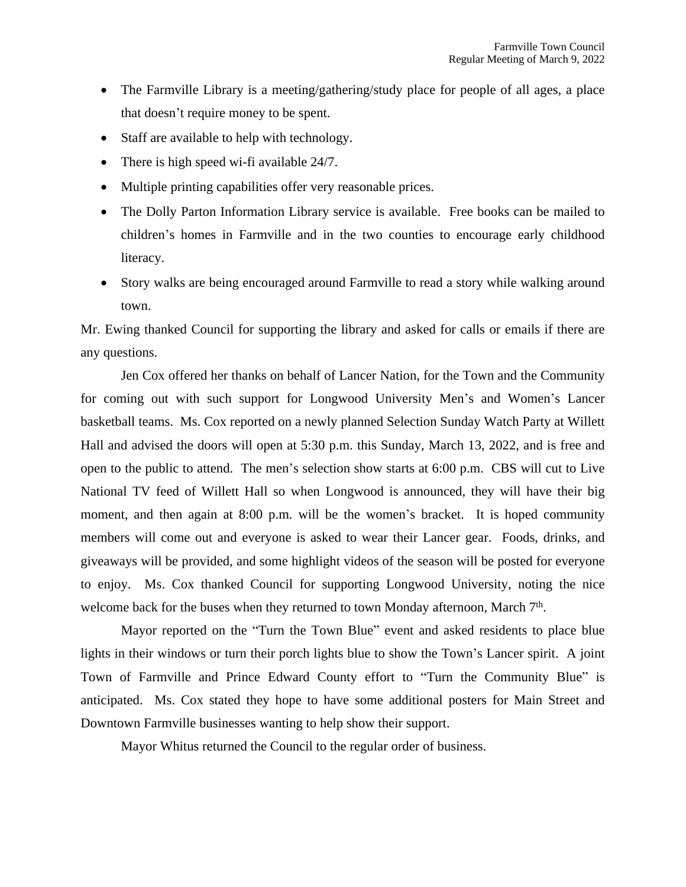- The Farmville Library is a meeting/gathering/study place for people of all ages, a place that doesn't require money to be spent.
- Staff are available to help with technology.
- There is high speed wi-fi available 24/7.
- Multiple printing capabilities offer very reasonable prices.
- The Dolly Parton Information Library service is available. Free books can be mailed to children's homes in Farmville and in the two counties to encourage early childhood literacy.
- Story walks are being encouraged around Farmville to read a story while walking around town.

Mr. Ewing thanked Council for supporting the library and asked for calls or emails if there are any questions.

Jen Cox offered her thanks on behalf of Lancer Nation, for the Town and the Community for coming out with such support for Longwood University Men's and Women's Lancer basketball teams. Ms. Cox reported on a newly planned Selection Sunday Watch Party at Willett Hall and advised the doors will open at 5:30 p.m. this Sunday, March 13, 2022, and is free and open to the public to attend. The men's selection show starts at 6:00 p.m. CBS will cut to Live National TV feed of Willett Hall so when Longwood is announced, they will have their big moment, and then again at 8:00 p.m. will be the women's bracket. It is hoped community members will come out and everyone is asked to wear their Lancer gear. Foods, drinks, and giveaways will be provided, and some highlight videos of the season will be posted for everyone to enjoy. Ms. Cox thanked Council for supporting Longwood University, noting the nice welcome back for the buses when they returned to town Monday afternoon, March 7th.

Mayor reported on the "Turn the Town Blue" event and asked residents to place blue lights in their windows or turn their porch lights blue to show the Town's Lancer spirit. A joint Town of Farmville and Prince Edward County effort to "Turn the Community Blue" is anticipated. Ms. Cox stated they hope to have some additional posters for Main Street and Downtown Farmville businesses wanting to help show their support.

Mayor Whitus returned the Council to the regular order of business.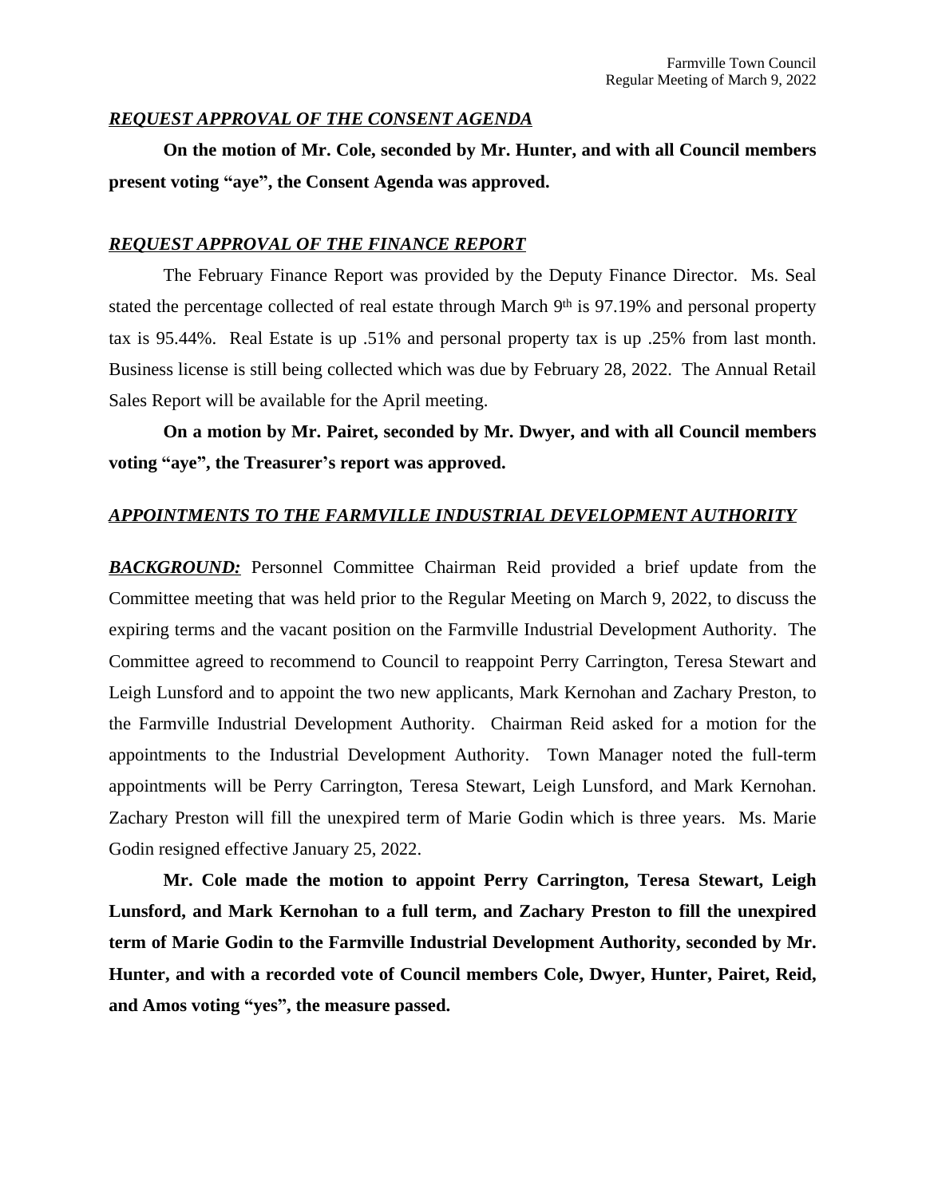***REQUEST APPROVAL OF THE CONSENT AGENDA***

**On the motion of Mr. Cole, seconded by Mr. Hunter, and with all Council members present voting "aye", the Consent Agenda was approved.**

***REQUEST APPROVAL OF THE FINANCE REPORT***

The February Finance Report was provided by the Deputy Finance Director. Ms. Seal stated the percentage collected of real estate through March 9th is 97.19% and personal property tax is 95.44%. Real Estate is up .51% and personal property tax is up .25% from last month. Business license is still being collected which was due by February 28, 2022. The Annual Retail Sales Report will be available for the April meeting.

**On a motion by Mr. Pairet, seconded by Mr. Dwyer, and with all Council members voting "aye", the Treasurer's report was approved.**

***APPOINTMENTS TO THE FARMVILLE INDUSTRIAL DEVELOPMENT AUTHORITY***

***BACKGROUND:*** Personnel Committee Chairman Reid provided a brief update from the Committee meeting that was held prior to the Regular Meeting on March 9, 2022, to discuss the expiring terms and the vacant position on the Farmville Industrial Development Authority. The Committee agreed to recommend to Council to reappoint Perry Carrington, Teresa Stewart and Leigh Lunsford and to appoint the two new applicants, Mark Kernohan and Zachary Preston, to the Farmville Industrial Development Authority. Chairman Reid asked for a motion for the appointments to the Industrial Development Authority. Town Manager noted the full-term appointments will be Perry Carrington, Teresa Stewart, Leigh Lunsford, and Mark Kernohan. Zachary Preston will fill the unexpired term of Marie Godin which is three years. Ms. Marie Godin resigned effective January 25, 2022.

**Mr. Cole made the motion to appoint Perry Carrington, Teresa Stewart, Leigh Lunsford, and Mark Kernohan to a full term, and Zachary Preston to fill the unexpired term of Marie Godin to the Farmville Industrial Development Authority, seconded by Mr. Hunter, and with a recorded vote of Council members Cole, Dwyer, Hunter, Pairet, Reid, and Amos voting "yes", the measure passed.**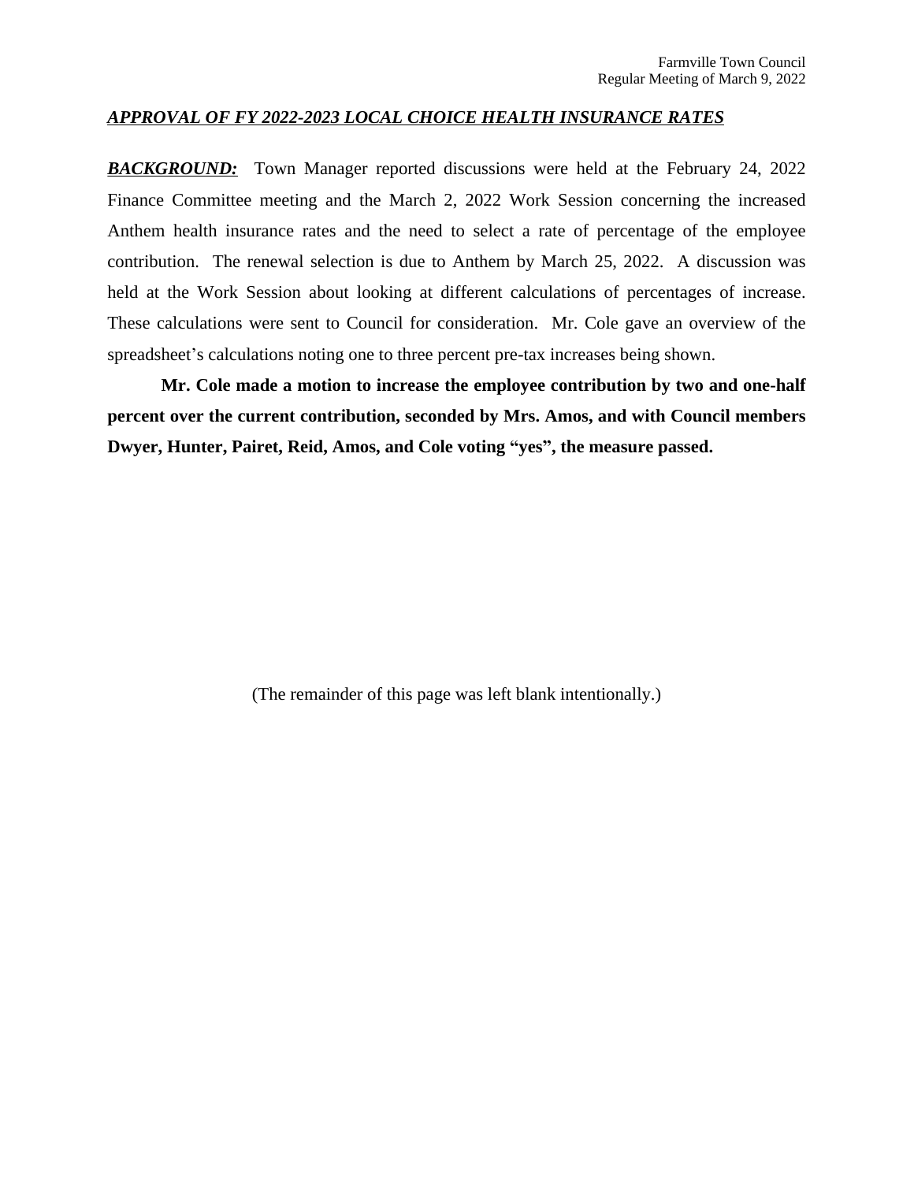***APPROVAL OF FY 2022-2023 LOCAL CHOICE HEALTH INSURANCE RATES***

***BACKGROUND:*** Town Manager reported discussions were held at the February 24, 2022 Finance Committee meeting and the March 2, 2022 Work Session concerning the increased Anthem health insurance rates and the need to select a rate of percentage of the employee contribution. The renewal selection is due to Anthem by March 25, 2022. A discussion was held at the Work Session about looking at different calculations of percentages of increase. These calculations were sent to Council for consideration. Mr. Cole gave an overview of the spreadsheet's calculations noting one to three percent pre-tax increases being shown.

**Mr. Cole made a motion to increase the employee contribution by two and one-half percent over the current contribution, seconded by Mrs. Amos, and with Council members Dwyer, Hunter, Pairet, Reid, Amos, and Cole voting "yes", the measure passed.**

(The remainder of this page was left blank intentionally.)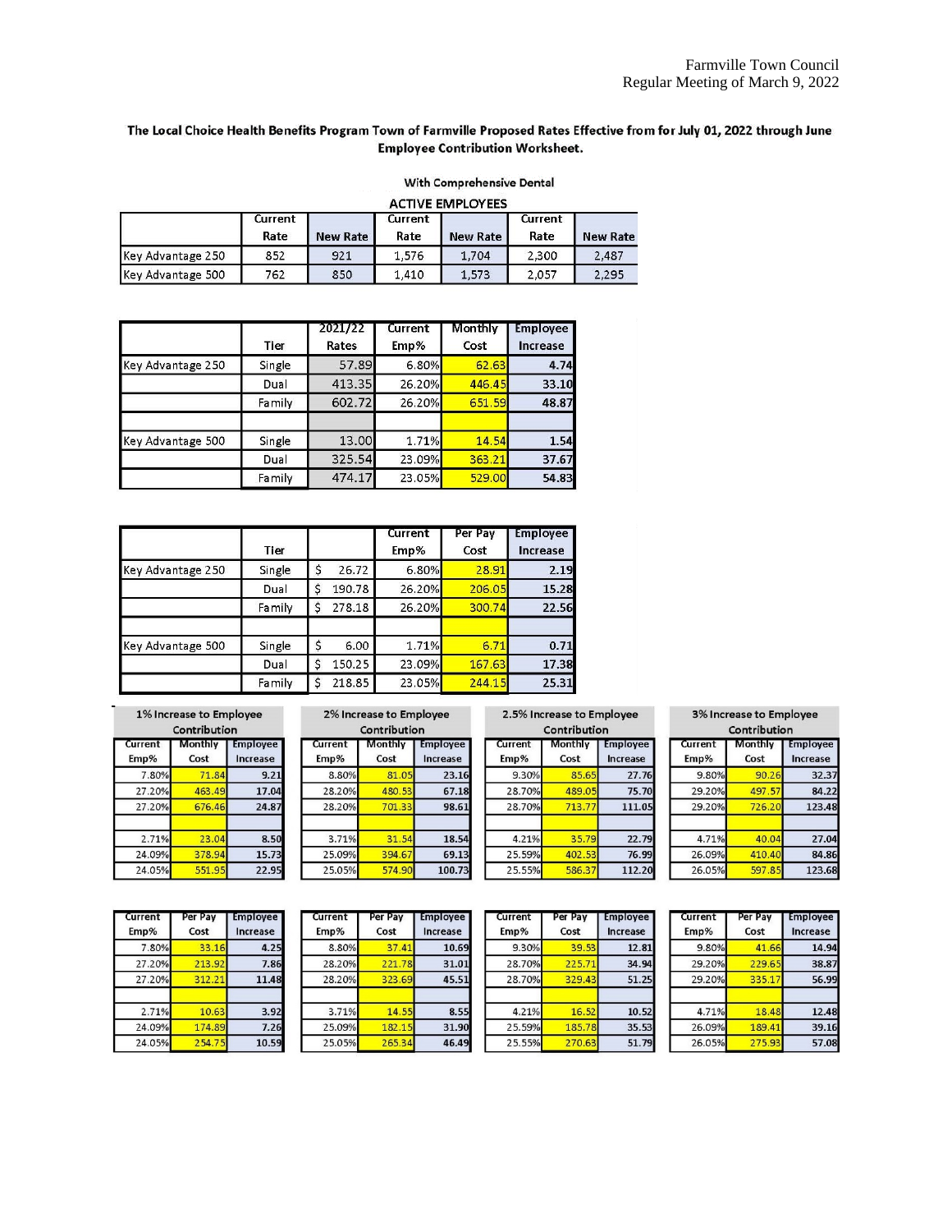**The Local Choice Health Benefits Program Town of Farmville Proposed Rates Effective from for July 01, 2022 through June Employee Contribution Worksheet.**

With Comprehensive Dental

ACTIVE EMPLOYEES

| | Current Rate | New Rate | Current Rate | New Rate | Current Rate | New Rate |
|---|---|---|---|---|---|---|
| Key Advantage 250 | 852 | 921 | 1,576 | 1,704 | 2,300 | 2,487 |
| Key Advantage 500 | 762 | 850 | 1,410 | 1,573 | 2,057 | 2,295 |

| | Tier | 2021/22 Rates | Current Emp% | Monthly Cost | Employee Increase |
|---|---|---|---|---|---|
| Key Advantage 250 | Single | 57.89 | 6.80% | 62.63 | 4.74 |
| | Dual | 413.35 | 26.20% | 446.45 | 33.10 |
| | Family | 602.72 | 26.20% | 651.59 | 48.87 |
| | | | | | |
| Key Advantage 500 | Single | 13.00 | 1.71% | 14.54 | 1.54 |
| | Dual | 325.54 | 23.09% | 363.21 | 37.67 |
| | Family | 474.17 | 23.05% | 529.00 | 54.83 |

| | Tier | | Current Emp% | Per Pay Cost | Employee Increase |
|---|---|---|---|---|---|
| Key Advantage 250 | Single | $ 26.72 | 6.80% | 28.91 | 2.19 |
| | Dual | $ 190.78 | 26.20% | 206.05 | 15.28 |
| | Family | $ 278.18 | 26.20% | 300.74 | 22.56 |
| | | | | | |
| Key Advantage 500 | Single | $ 6.00 | 1.71% | 6.71 | 0.71 |
| | Dual | $ 150.25 | 23.09% | 167.63 | 17.38 |
| | Family | $ 218.85 | 23.05% | 244.15 | 25.31 |

| 1% Increase to Employee Contribution | | | 2% Increase to Employee Contribution | | | 2.5% Increase to Employee Contribution | | | 3% Increase to Employee Contribution | | |
|---|---|---|---|---|---|---|---|---|---|---|---|
| Current Emp% | Monthly Cost | Employee Increase | Current Emp% | Monthly Cost | Employee Increase | Current Emp% | Monthly Cost | Employee Increase | Current Emp% | Monthly Cost | Employee Increase |
| 7.80% | 71.84 | 9.21 | 8.80% | 81.05 | 23.16 | 9.30% | 85.65 | 27.76 | 9.80% | 90.26 | 32.37 |
| 27.20% | 463.49 | 17.04 | 28.20% | 480.53 | 67.18 | 28.70% | 489.05 | 75.70 | 29.20% | 497.57 | 84.22 |
| 27.20% | 676.46 | 24.87 | 28.20% | 701.33 | 98.61 | 28.70% | 713.77 | 111.05 | 29.20% | 726.20 | 123.48 |
| | | | | | | | | | | | |
| 2.71% | 23.04 | 8.50 | 3.71% | 31.54 | 18.54 | 4.21% | 35.79 | 22.79 | 4.71% | 40.04 | 27.04 |
| 24.09% | 378.94 | 15.73 | 25.09% | 394.67 | 69.13 | 25.59% | 402.53 | 76.99 | 26.09% | 410.40 | 84.86 |
| 24.05% | 551.95 | 22.95 | 25.05% | 574.90 | 100.73 | 25.55% | 586.37 | 112.20 | 26.05% | 597.85 | 123.68 |

| Current Emp% | Per Pay Cost | Employee Increase | Current Emp% | Per Pay Cost | Employee Increase | Current Emp% | Per Pay Cost | Employee Increase | Current Emp% | Per Pay Cost | Employee Increase |
|---|---|---|---|---|---|---|---|---|---|---|---|
| 7.80% | 33.16 | 4.25 | 8.80% | 37.41 | 10.69 | 9.30% | 39.53 | 12.81 | 9.80% | 41.66 | 14.94 |
| 27.20% | 213.92 | 7.86 | 28.20% | 221.78 | 31.01 | 28.70% | 225.71 | 34.94 | 29.20% | 229.65 | 38.87 |
| 27.20% | 312.21 | 11.48 | 28.20% | 323.69 | 45.51 | 28.70% | 329.43 | 51.25 | 29.20% | 335.17 | 56.99 |
| | | | | | | | | | | | |
| 2.71% | 10.63 | 3.92 | 3.71% | 14.55 | 8.55 | 4.21% | 16.52 | 10.52 | 4.71% | 18.48 | 12.48 |
| 24.09% | 174.89 | 7.26 | 25.09% | 182.15 | 31.90 | 25.59% | 185.78 | 35.53 | 26.09% | 189.41 | 39.16 |
| 24.05% | 254.75 | 10.59 | 25.05% | 265.34 | 46.49 | 25.55% | 270.63 | 51.79 | 26.05% | 275.93 | 57.08 |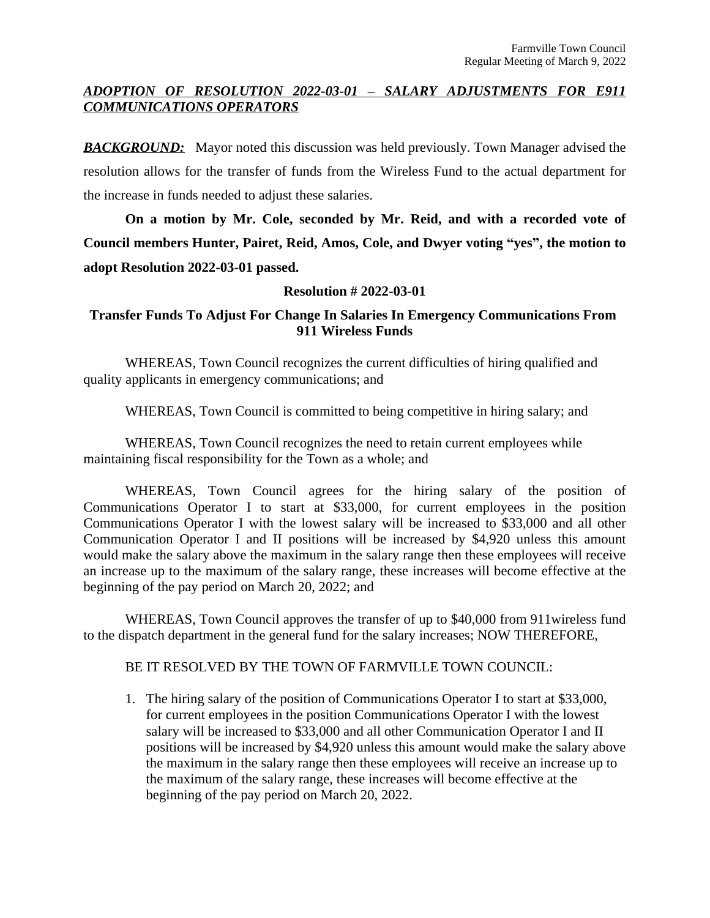***ADOPTION OF RESOLUTION 2022-03-01 – SALARY ADJUSTMENTS FOR E911 COMMUNICATIONS OPERATORS***

***BACKGROUND:*** Mayor noted this discussion was held previously. Town Manager advised the resolution allows for the transfer of funds from the Wireless Fund to the actual department for the increase in funds needed to adjust these salaries.

**On a motion by Mr. Cole, seconded by Mr. Reid, and with a recorded vote of Council members Hunter, Pairet, Reid, Amos, Cole, and Dwyer voting "yes", the motion to adopt Resolution 2022-03-01 passed.**

**Resolution # 2022-03-01**

**Transfer Funds To Adjust For Change In Salaries In Emergency Communications From 911 Wireless Funds**

WHEREAS, Town Council recognizes the current difficulties of hiring qualified and quality applicants in emergency communications; and

WHEREAS, Town Council is committed to being competitive in hiring salary; and

WHEREAS, Town Council recognizes the need to retain current employees while maintaining fiscal responsibility for the Town as a whole; and

WHEREAS, Town Council agrees for the hiring salary of the position of Communications Operator I to start at $33,000, for current employees in the position Communications Operator I with the lowest salary will be increased to $33,000 and all other Communication Operator I and II positions will be increased by $4,920 unless this amount would make the salary above the maximum in the salary range then these employees will receive an increase up to the maximum of the salary range, these increases will become effective at the beginning of the pay period on March 20, 2022; and

WHEREAS, Town Council approves the transfer of up to $40,000 from 911wireless fund to the dispatch department in the general fund for the salary increases; NOW THEREFORE,

BE IT RESOLVED BY THE TOWN OF FARMVILLE TOWN COUNCIL:

1. The hiring salary of the position of Communications Operator I to start at $33,000, for current employees in the position Communications Operator I with the lowest salary will be increased to $33,000 and all other Communication Operator I and II positions will be increased by $4,920 unless this amount would make the salary above the maximum in the salary range then these employees will receive an increase up to the maximum of the salary range, these increases will become effective at the beginning of the pay period on March 20, 2022.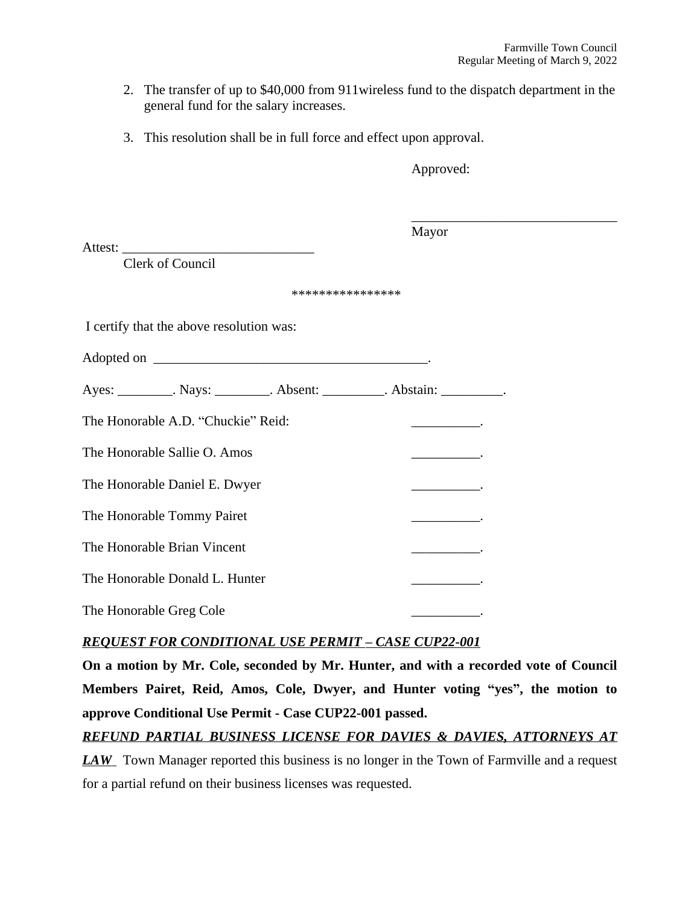2. The transfer of up to $40,000 from 911wireless fund to the dispatch department in the general fund for the salary increases.

3. This resolution shall be in full force and effect upon approval.

Approved:

______________________________
Mayor

Attest: ____________________________
Clerk of Council

****************

I certify that the above resolution was:

Adopted on ________________________________________.

Ayes: ________. Nays: ________. Absent: _________. Abstain: _________.

The Honorable A.D. "Chuckie" Reid: __________.

The Honorable Sallie O. Amos __________.

The Honorable Daniel E. Dwyer __________.

The Honorable Tommy Pairet __________.

The Honorable Brian Vincent __________.

The Honorable Donald L. Hunter __________.

The Honorable Greg Cole __________.

***REQUEST FOR CONDITIONAL USE PERMIT – CASE CUP22-001***

**On a motion by Mr. Cole, seconded by Mr. Hunter, and with a recorded vote of Council Members Pairet, Reid, Amos, Cole, Dwyer, and Hunter voting "yes", the motion to approve Conditional Use Permit - Case CUP22-001 passed.**

***REFUND PARTIAL BUSINESS LICENSE FOR DAVIES & DAVIES, ATTORNEYS AT LAW*** Town Manager reported this business is no longer in the Town of Farmville and a request for a partial refund on their business licenses was requested.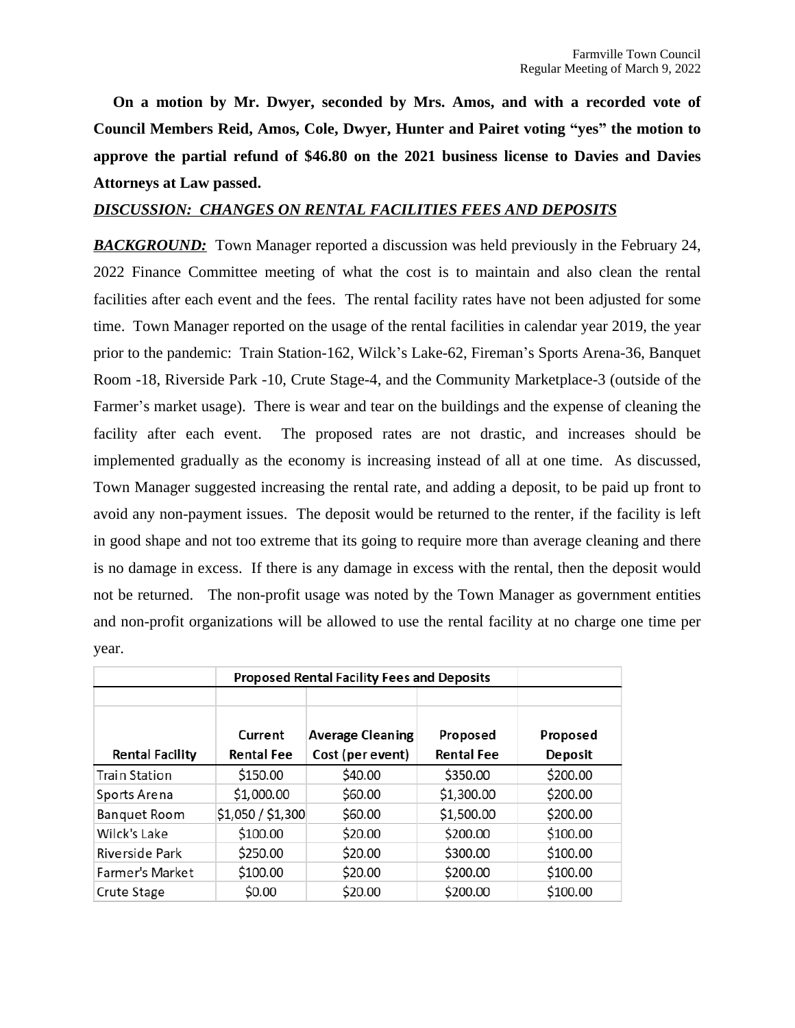**On a motion by Mr. Dwyer, seconded by Mrs. Amos, and with a recorded vote of Council Members Reid, Amos, Cole, Dwyer, Hunter and Pairet voting "yes" the motion to approve the partial refund of $46.80 on the 2021 business license to Davies and Davies Attorneys at Law passed.**

***DISCUSSION: CHANGES ON RENTAL FACILITIES FEES AND DEPOSITS***

***BACKGROUND:*** Town Manager reported a discussion was held previously in the February 24, 2022 Finance Committee meeting of what the cost is to maintain and also clean the rental facilities after each event and the fees. The rental facility rates have not been adjusted for some time. Town Manager reported on the usage of the rental facilities in calendar year 2019, the year prior to the pandemic: Train Station-162, Wilck's Lake-62, Fireman's Sports Arena-36, Banquet Room -18, Riverside Park -10, Crute Stage-4, and the Community Marketplace-3 (outside of the Farmer's market usage). There is wear and tear on the buildings and the expense of cleaning the facility after each event. The proposed rates are not drastic, and increases should be implemented gradually as the economy is increasing instead of all at one time. As discussed, Town Manager suggested increasing the rental rate, and adding a deposit, to be paid up front to avoid any non-payment issues. The deposit would be returned to the renter, if the facility is left in good shape and not too extreme that its going to require more than average cleaning and there is no damage in excess. If there is any damage in excess with the rental, then the deposit would not be returned. The non-profit usage was noted by the Town Manager as government entities and non-profit organizations will be allowed to use the rental facility at no charge one time per year.

| | Proposed Rental Facility Fees and Deposits | | | |
|---|---|---|---|---|
| Rental Facility | Current Rental Fee | Average Cleaning Cost (per event) | Proposed Rental Fee | Proposed Deposit |
| Train Station | $150.00 | $40.00 | $350.00 | $200.00 |
| Sports Arena | $1,000.00 | $60.00 | $1,300.00 | $200.00 |
| Banquet Room | $1,050 / $1,300 | $60.00 | $1,500.00 | $200.00 |
| Wilck's Lake | $100.00 | $20.00 | $200.00 | $100.00 |
| Riverside Park | $250.00 | $20.00 | $300.00 | $100.00 |
| Farmer's Market | $100.00 | $20.00 | $200.00 | $100.00 |
| Crute Stage | $0.00 | $20.00 | $200.00 | $100.00 |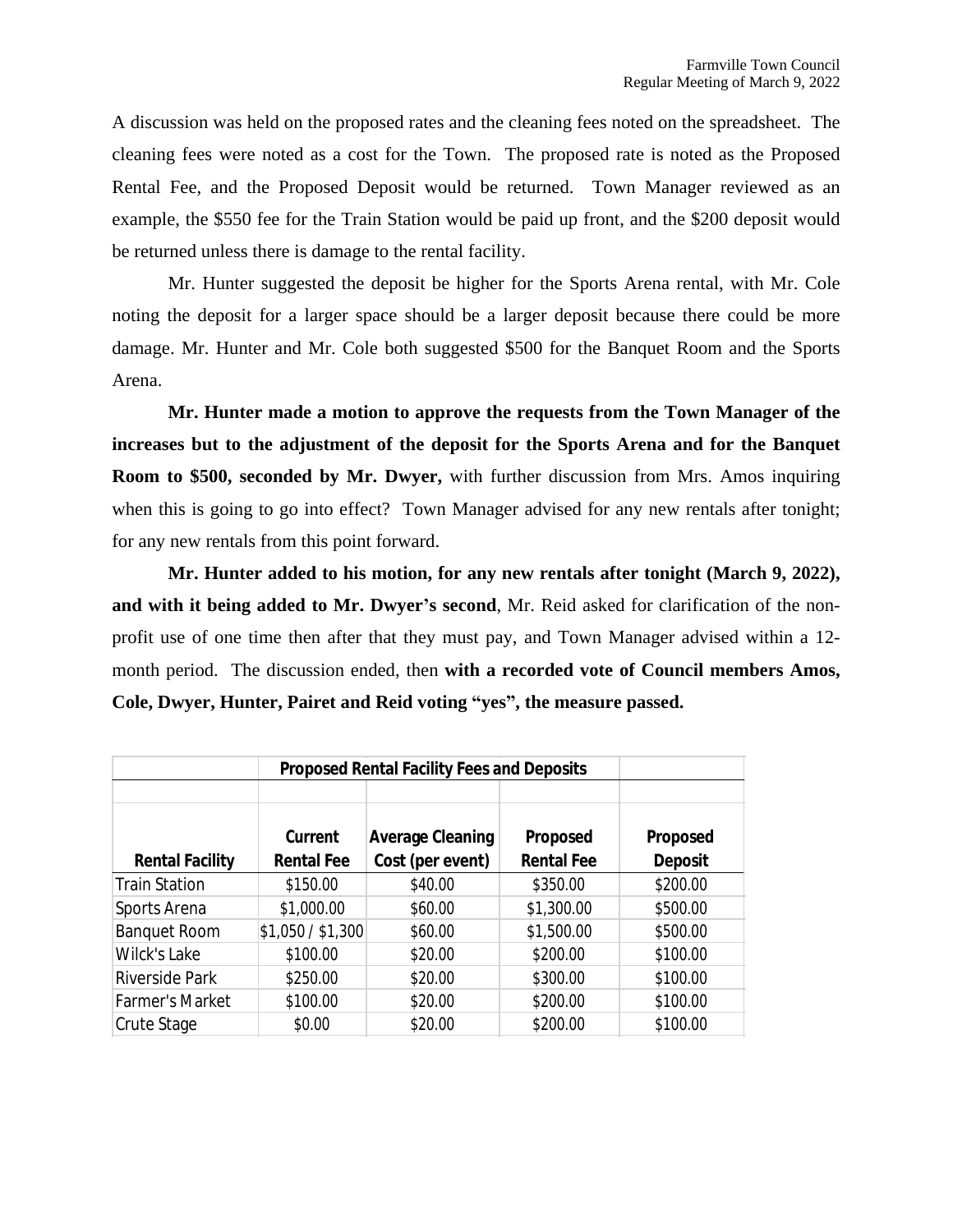A discussion was held on the proposed rates and the cleaning fees noted on the spreadsheet. The cleaning fees were noted as a cost for the Town. The proposed rate is noted as the Proposed Rental Fee, and the Proposed Deposit would be returned. Town Manager reviewed as an example, the $550 fee for the Train Station would be paid up front, and the $200 deposit would be returned unless there is damage to the rental facility.

Mr. Hunter suggested the deposit be higher for the Sports Arena rental, with Mr. Cole noting the deposit for a larger space should be a larger deposit because there could be more damage. Mr. Hunter and Mr. Cole both suggested $500 for the Banquet Room and the Sports Arena.

**Mr. Hunter made a motion to approve the requests from the Town Manager of the increases but to the adjustment of the deposit for the Sports Arena and for the Banquet Room to $500, seconded by Mr. Dwyer,** with further discussion from Mrs. Amos inquiring when this is going to go into effect? Town Manager advised for any new rentals after tonight; for any new rentals from this point forward.

**Mr. Hunter added to his motion, for any new rentals after tonight (March 9, 2022), and with it being added to Mr. Dwyer's second**, Mr. Reid asked for clarification of the non-profit use of one time then after that they must pay, and Town Manager advised within a 12-month period. The discussion ended, then **with a recorded vote of Council members Amos, Cole, Dwyer, Hunter, Pairet and Reid voting "yes", the measure passed.**

| Proposed Rental Facility Fees and Deposits | | | | |
|---|---|---|---|---|
| Rental Facility | Current Rental Fee | Average Cleaning Cost (per event) | Proposed Rental Fee | Proposed Deposit |
| Train Station | $150.00 | $40.00 | $350.00 | $200.00 |
| Sports Arena | $1,000.00 | $60.00 | $1,300.00 | $500.00 |
| Banquet Room | $1,050 / $1,300 | $60.00 | $1,500.00 | $500.00 |
| Wilck's Lake | $100.00 | $20.00 | $200.00 | $100.00 |
| Riverside Park | $250.00 | $20.00 | $300.00 | $100.00 |
| Farmer's Market | $100.00 | $20.00 | $200.00 | $100.00 |
| Crute Stage | $0.00 | $20.00 | $200.00 | $100.00 |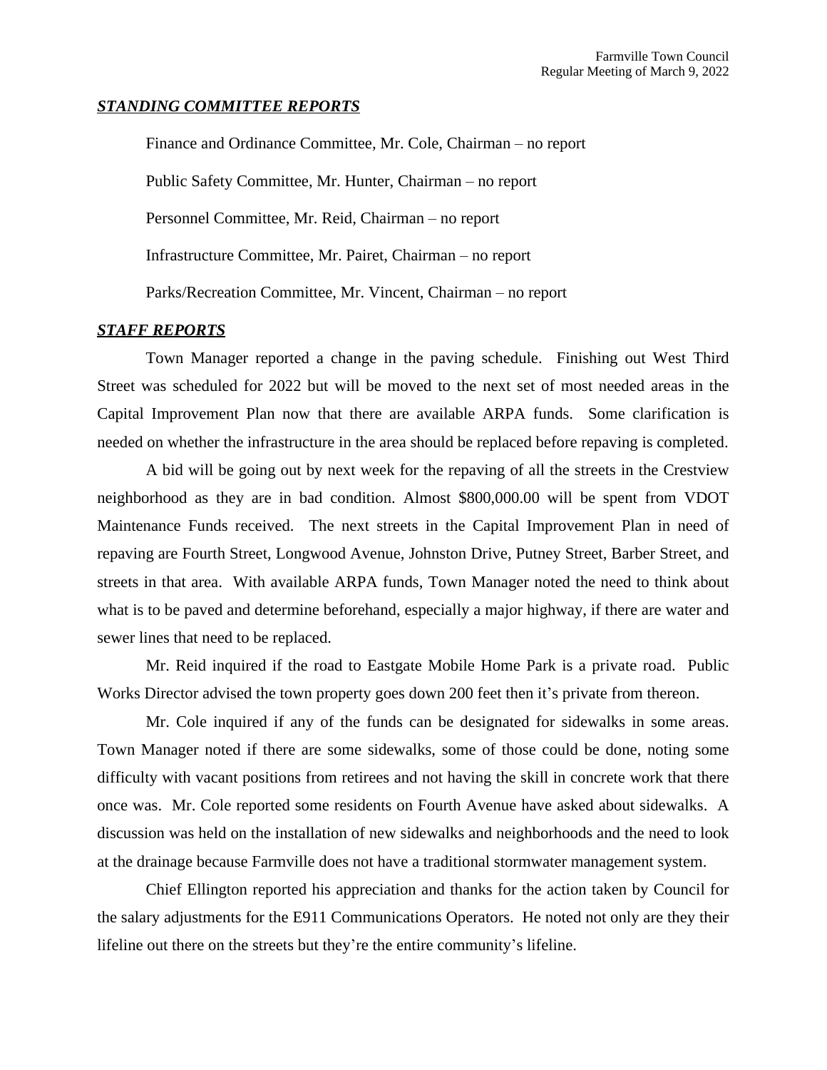## ***STANDING COMMITTEE REPORTS***

Finance and Ordinance Committee, Mr. Cole, Chairman – no report

Public Safety Committee, Mr. Hunter, Chairman – no report

Personnel Committee, Mr. Reid, Chairman – no report

Infrastructure Committee, Mr. Pairet, Chairman – no report

Parks/Recreation Committee, Mr. Vincent, Chairman – no report

## ***STAFF REPORTS***

Town Manager reported a change in the paving schedule. Finishing out West Third Street was scheduled for 2022 but will be moved to the next set of most needed areas in the Capital Improvement Plan now that there are available ARPA funds. Some clarification is needed on whether the infrastructure in the area should be replaced before repaving is completed.

A bid will be going out by next week for the repaving of all the streets in the Crestview neighborhood as they are in bad condition. Almost $800,000.00 will be spent from VDOT Maintenance Funds received. The next streets in the Capital Improvement Plan in need of repaving are Fourth Street, Longwood Avenue, Johnston Drive, Putney Street, Barber Street, and streets in that area. With available ARPA funds, Town Manager noted the need to think about what is to be paved and determine beforehand, especially a major highway, if there are water and sewer lines that need to be replaced.

Mr. Reid inquired if the road to Eastgate Mobile Home Park is a private road. Public Works Director advised the town property goes down 200 feet then it's private from thereon.

Mr. Cole inquired if any of the funds can be designated for sidewalks in some areas. Town Manager noted if there are some sidewalks, some of those could be done, noting some difficulty with vacant positions from retirees and not having the skill in concrete work that there once was. Mr. Cole reported some residents on Fourth Avenue have asked about sidewalks. A discussion was held on the installation of new sidewalks and neighborhoods and the need to look at the drainage because Farmville does not have a traditional stormwater management system.

Chief Ellington reported his appreciation and thanks for the action taken by Council for the salary adjustments for the E911 Communications Operators. He noted not only are they their lifeline out there on the streets but they're the entire community's lifeline.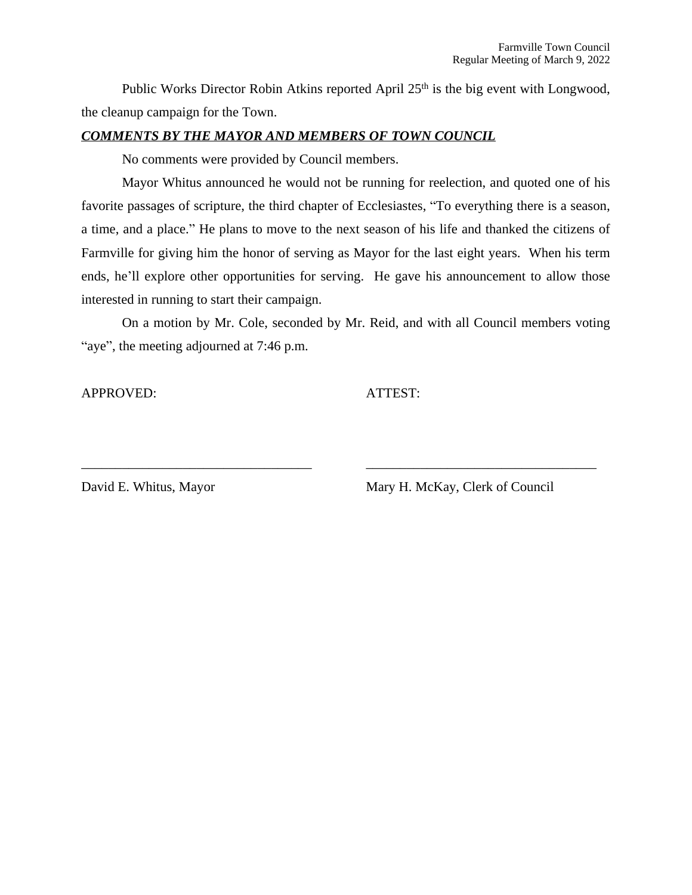Public Works Director Robin Atkins reported April 25th is the big event with Longwood, the cleanup campaign for the Town.

***COMMENTS BY THE MAYOR AND MEMBERS OF TOWN COUNCIL***

No comments were provided by Council members.

Mayor Whitus announced he would not be running for reelection, and quoted one of his favorite passages of scripture, the third chapter of Ecclesiastes, "To everything there is a season, a time, and a place." He plans to move to the next season of his life and thanked the citizens of Farmville for giving him the honor of serving as Mayor for the last eight years. When his term ends, he'll explore other opportunities for serving. He gave his announcement to allow those interested in running to start their campaign.

On a motion by Mr. Cole, seconded by Mr. Reid, and with all Council members voting "aye", the meeting adjourned at 7:46 p.m.

APPROVED:

\_\_\_\_\_\_\_\_\_\_\_\_\_\_\_\_\_\_\_\_\_\_\_\_\_\_\_\_\_\_\_\_\_\_

David E. Whitus, Mayor

ATTEST:

\_\_\_\_\_\_\_\_\_\_\_\_\_\_\_\_\_\_\_\_\_\_\_\_\_\_\_\_\_\_\_\_\_\_

Mary H. McKay, Clerk of Council